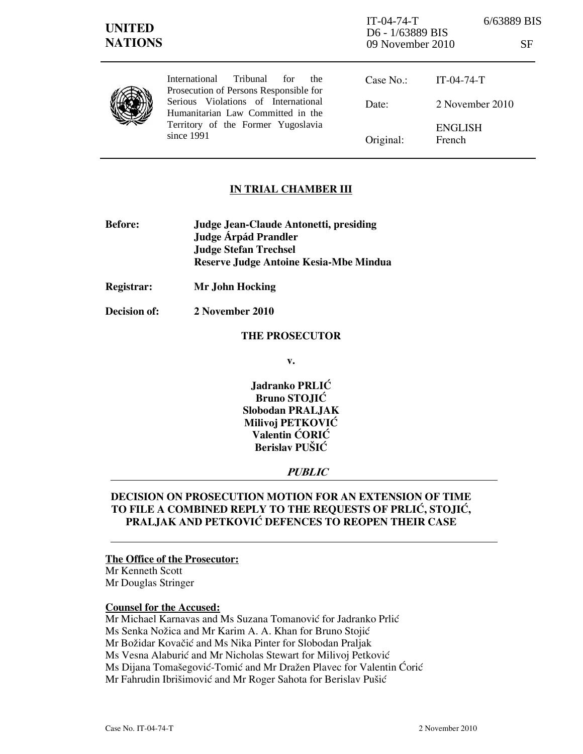UNITED NATIONS

IT-04-74-T 6/63889 BIS
D6 - 1/63889 BIS
09 November 2010 SF

International Tribunal for the Prosecution of Persons Responsible for Serious Violations of International Humanitarian Law Committed in the Territory of the Former Yugoslavia since 1991

| | |
|---|---|
| Case No.: | IT-04-74-T |
| Date: | 2 November 2010 |
| Original: | ENGLISH French |

**IN TRIAL CHAMBER III**

**Before:** **Judge Jean-Claude Antonetti, presiding**
**Judge Árpád Prandler**
**Judge Stefan Trechsel**
**Reserve Judge Antoine Kesia-Mbe Mindua**

**Registrar:** **Mr John Hocking**

**Decision of:** **2 November 2010**

**THE PROSECUTOR**

**v.**

**Jadranko PRLIĆ**
**Bruno STOJIĆ**
**Slobodan PRALJAK**
**Milivoj PETKOVIĆ**
**Valentin ĆORIĆ**
**Berislav PUŠIĆ**

***PUBLIC***

**DECISION ON PROSECUTION MOTION FOR AN EXTENSION OF TIME TO FILE A COMBINED REPLY TO THE REQUESTS OF PRLIĆ, STOJIĆ, PRALJAK AND PETKOVIĆ DEFENCES TO REOPEN THEIR CASE**

**The Office of the Prosecutor:**
Mr Kenneth Scott
Mr Douglas Stringer

**Counsel for the Accused:**
Mr Michael Karnavas and Ms Suzana Tomanović for Jadranko Prlić
Ms Senka Nožica and Mr Karim A. A. Khan for Bruno Stojić
Mr Božidar Kovačić and Ms Nika Pinter for Slobodan Praljak
Ms Vesna Alaburić and Mr Nicholas Stewart for Milivoj Petković
Ms Dijana Tomašegović-Tomić and Mr Dražen Plavec for Valentin Ćorić
Mr Fahrudin Ibrišimović and Mr Roger Sahota for Berislav Pušić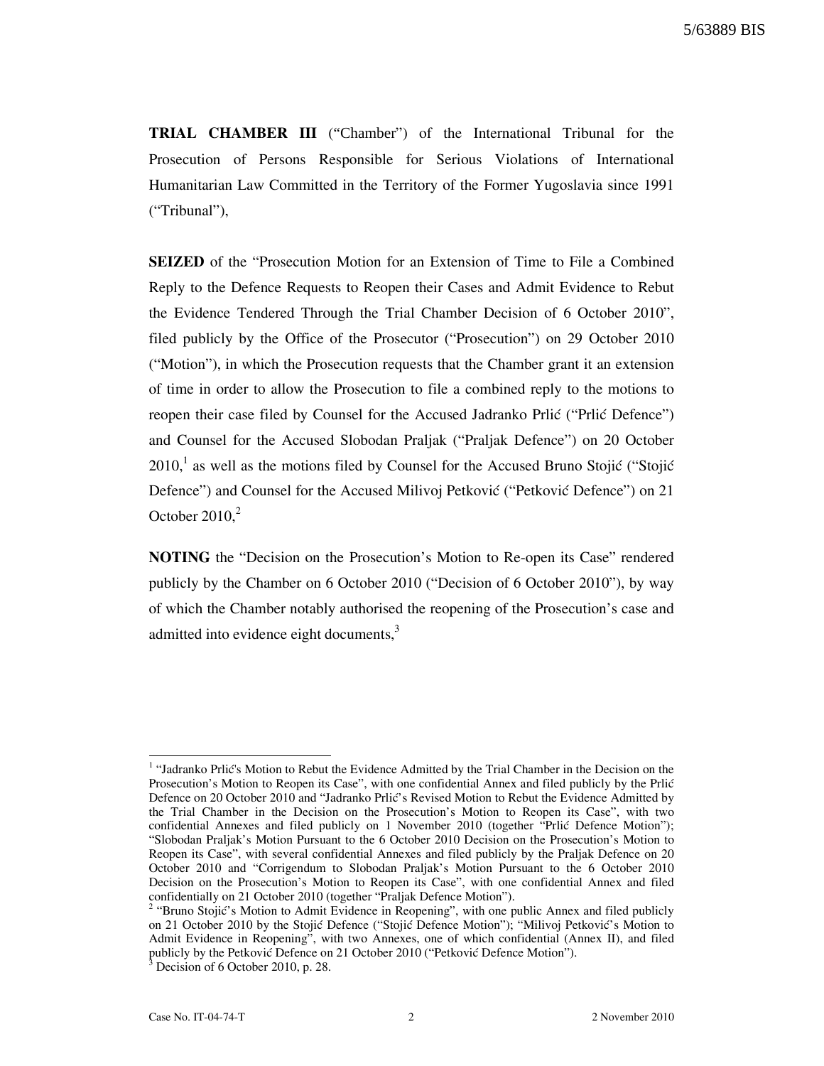**TRIAL CHAMBER III** ("Chamber") of the International Tribunal for the Prosecution of Persons Responsible for Serious Violations of International Humanitarian Law Committed in the Territory of the Former Yugoslavia since 1991 ("Tribunal"),

**SEIZED** of the "Prosecution Motion for an Extension of Time to File a Combined Reply to the Defence Requests to Reopen their Cases and Admit Evidence to Rebut the Evidence Tendered Through the Trial Chamber Decision of 6 October 2010", filed publicly by the Office of the Prosecutor ("Prosecution") on 29 October 2010 ("Motion"), in which the Prosecution requests that the Chamber grant it an extension of time in order to allow the Prosecution to file a combined reply to the motions to reopen their case filed by Counsel for the Accused Jadranko Prlić ("Prlić Defence") and Counsel for the Accused Slobodan Praljak ("Praljak Defence") on 20 October 2010,[1] as well as the motions filed by Counsel for the Accused Bruno Stojić ("Stojić Defence") and Counsel for the Accused Milivoj Petković ("Petković Defence") on 21 October 2010,[2]

**NOTING** the "Decision on the Prosecution's Motion to Re-open its Case" rendered publicly by the Chamber on 6 October 2010 ("Decision of 6 October 2010"), by way of which the Chamber notably authorised the reopening of the Prosecution's case and admitted into evidence eight documents,[3]

---

[1] "Jadranko Prlić's Motion to Rebut the Evidence Admitted by the Trial Chamber in the Decision on the Prosecution's Motion to Reopen its Case", with one confidential Annex and filed publicly by the Prlić Defence on 20 October 2010 and "Jadranko Prlić's Revised Motion to Rebut the Evidence Admitted by the Trial Chamber in the Decision on the Prosecution's Motion to Reopen its Case", with two confidential Annexes and filed publicly on 1 November 2010 (together "Prlić Defence Motion"); "Slobodan Praljak's Motion Pursuant to the 6 October 2010 Decision on the Prosecution's Motion to Reopen its Case", with several confidential Annexes and filed publicly by the Praljak Defence on 20 October 2010 and "Corrigendum to Slobodan Praljak's Motion Pursuant to the 6 October 2010 Decision on the Prosecution's Motion to Reopen its Case", with one confidential Annex and filed confidentially on 21 October 2010 (together "Praljak Defence Motion").

[2] "Bruno Stojić's Motion to Admit Evidence in Reopening", with one public Annex and filed publicly on 21 October 2010 by the Stojić Defence ("Stojić Defence Motion"); "Milivoj Petković's Motion to Admit Evidence in Reopening", with two Annexes, one of which confidential (Annex II), and filed publicly by the Petković Defence on 21 October 2010 ("Petković Defence Motion").

[3] Decision of 6 October 2010, p. 28.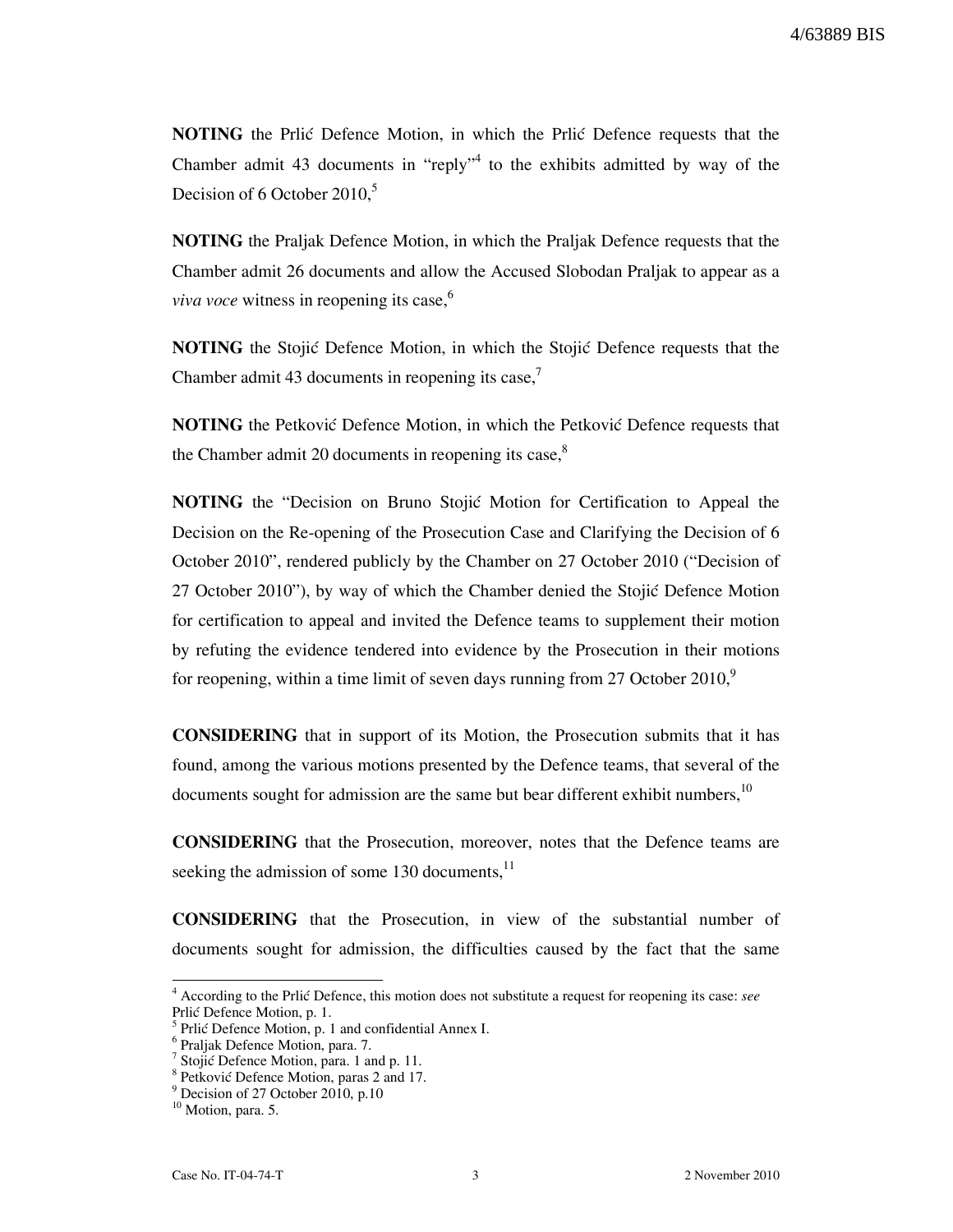**NOTING** the Prlić Defence Motion, in which the Prlić Defence requests that the Chamber admit 43 documents in "reply"[4] to the exhibits admitted by way of the Decision of 6 October 2010,[5]

**NOTING** the Praljak Defence Motion, in which the Praljak Defence requests that the Chamber admit 26 documents and allow the Accused Slobodan Praljak to appear as a *viva voce* witness in reopening its case,[6]

**NOTING** the Stojić Defence Motion, in which the Stojić Defence requests that the Chamber admit 43 documents in reopening its case,[7]

**NOTING** the Petković Defence Motion, in which the Petković Defence requests that the Chamber admit 20 documents in reopening its case,[8]

**NOTING** the "Decision on Bruno Stojić Motion for Certification to Appeal the Decision on the Re-opening of the Prosecution Case and Clarifying the Decision of 6 October 2010", rendered publicly by the Chamber on 27 October 2010 ("Decision of 27 October 2010"), by way of which the Chamber denied the Stojić Defence Motion for certification to appeal and invited the Defence teams to supplement their motion by refuting the evidence tendered into evidence by the Prosecution in their motions for reopening, within a time limit of seven days running from 27 October 2010,[9]

**CONSIDERING** that in support of its Motion, the Prosecution submits that it has found, among the various motions presented by the Defence teams, that several of the documents sought for admission are the same but bear different exhibit numbers,[10]

**CONSIDERING** that the Prosecution, moreover, notes that the Defence teams are seeking the admission of some 130 documents,[11]

**CONSIDERING** that the Prosecution, in view of the substantial number of documents sought for admission, the difficulties caused by the fact that the same

---

[4] According to the Prlić Defence, this motion does not substitute a request for reopening its case: *see* Prlić Defence Motion, p. 1.

[5] Prlić Defence Motion, p. 1 and confidential Annex I.

[6] Praljak Defence Motion, para. 7.

[7] Stojić Defence Motion, para. 1 and p. 11.

[8] Petković Defence Motion, paras 2 and 17.

[9] Decision of 27 October 2010, p.10

[10] Motion, para. 5.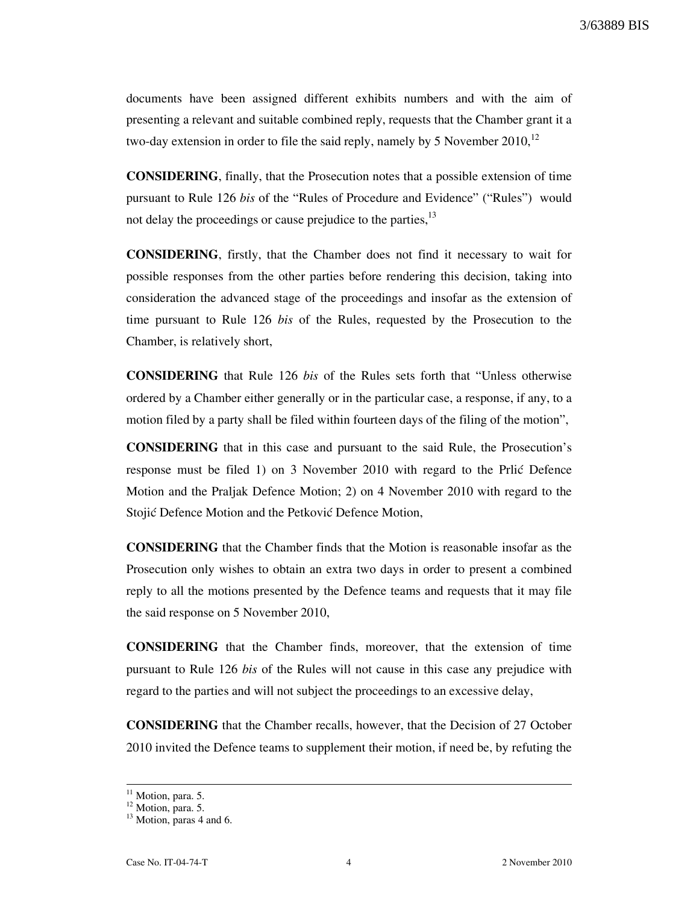documents have been assigned different exhibits numbers and with the aim of presenting a relevant and suitable combined reply, requests that the Chamber grant it a two-day extension in order to file the said reply, namely by 5 November 2010,[12]

**CONSIDERING**, finally, that the Prosecution notes that a possible extension of time pursuant to Rule 126 *bis* of the "Rules of Procedure and Evidence" ("Rules") would not delay the proceedings or cause prejudice to the parties,[13]

**CONSIDERING**, firstly, that the Chamber does not find it necessary to wait for possible responses from the other parties before rendering this decision, taking into consideration the advanced stage of the proceedings and insofar as the extension of time pursuant to Rule 126 *bis* of the Rules, requested by the Prosecution to the Chamber, is relatively short,

**CONSIDERING** that Rule 126 *bis* of the Rules sets forth that "Unless otherwise ordered by a Chamber either generally or in the particular case, a response, if any, to a motion filed by a party shall be filed within fourteen days of the filing of the motion",

**CONSIDERING** that in this case and pursuant to the said Rule, the Prosecution's response must be filed 1) on 3 November 2010 with regard to the Prlić Defence Motion and the Praljak Defence Motion; 2) on 4 November 2010 with regard to the Stojić Defence Motion and the Petković Defence Motion,

**CONSIDERING** that the Chamber finds that the Motion is reasonable insofar as the Prosecution only wishes to obtain an extra two days in order to present a combined reply to all the motions presented by the Defence teams and requests that it may file the said response on 5 November 2010,

**CONSIDERING** that the Chamber finds, moreover, that the extension of time pursuant to Rule 126 *bis* of the Rules will not cause in this case any prejudice with regard to the parties and will not subject the proceedings to an excessive delay,

**CONSIDERING** that the Chamber recalls, however, that the Decision of 27 October 2010 invited the Defence teams to supplement their motion, if need be, by refuting the

---

[11] Motion, para. 5.
[12] Motion, para. 5.
[13] Motion, paras 4 and 6.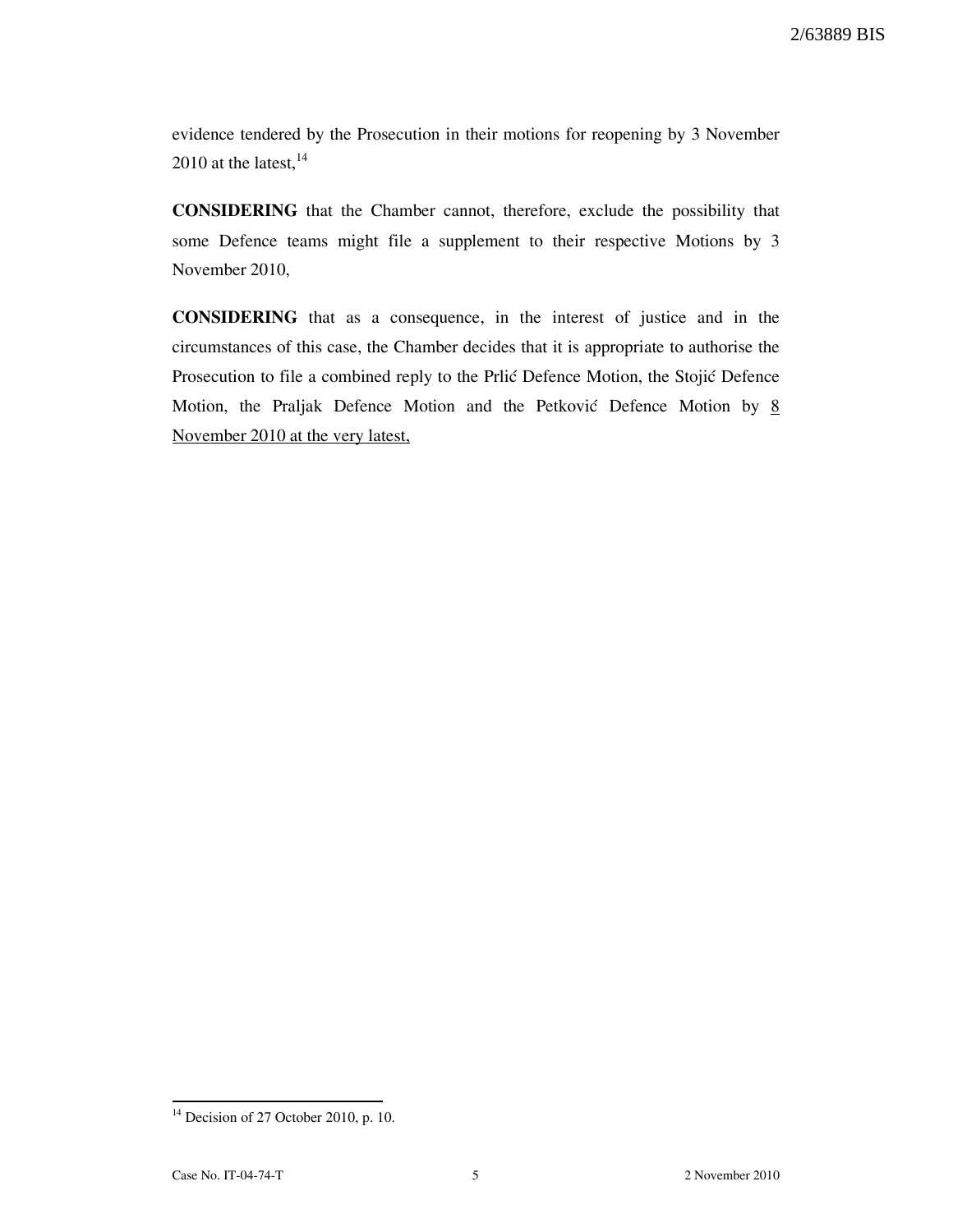evidence tendered by the Prosecution in their motions for reopening by 3 November 2010 at the latest,[14]

**CONSIDERING** that the Chamber cannot, therefore, exclude the possibility that some Defence teams might file a supplement to their respective Motions by 3 November 2010,

**CONSIDERING** that as a consequence, in the interest of justice and in the circumstances of this case, the Chamber decides that it is appropriate to authorise the Prosecution to file a combined reply to the Prlić Defence Motion, the Stojić Defence Motion, the Praljak Defence Motion and the Petković Defence Motion by <u>8 November 2010 at the very latest,</u>

---

[14] Decision of 27 October 2010, p. 10.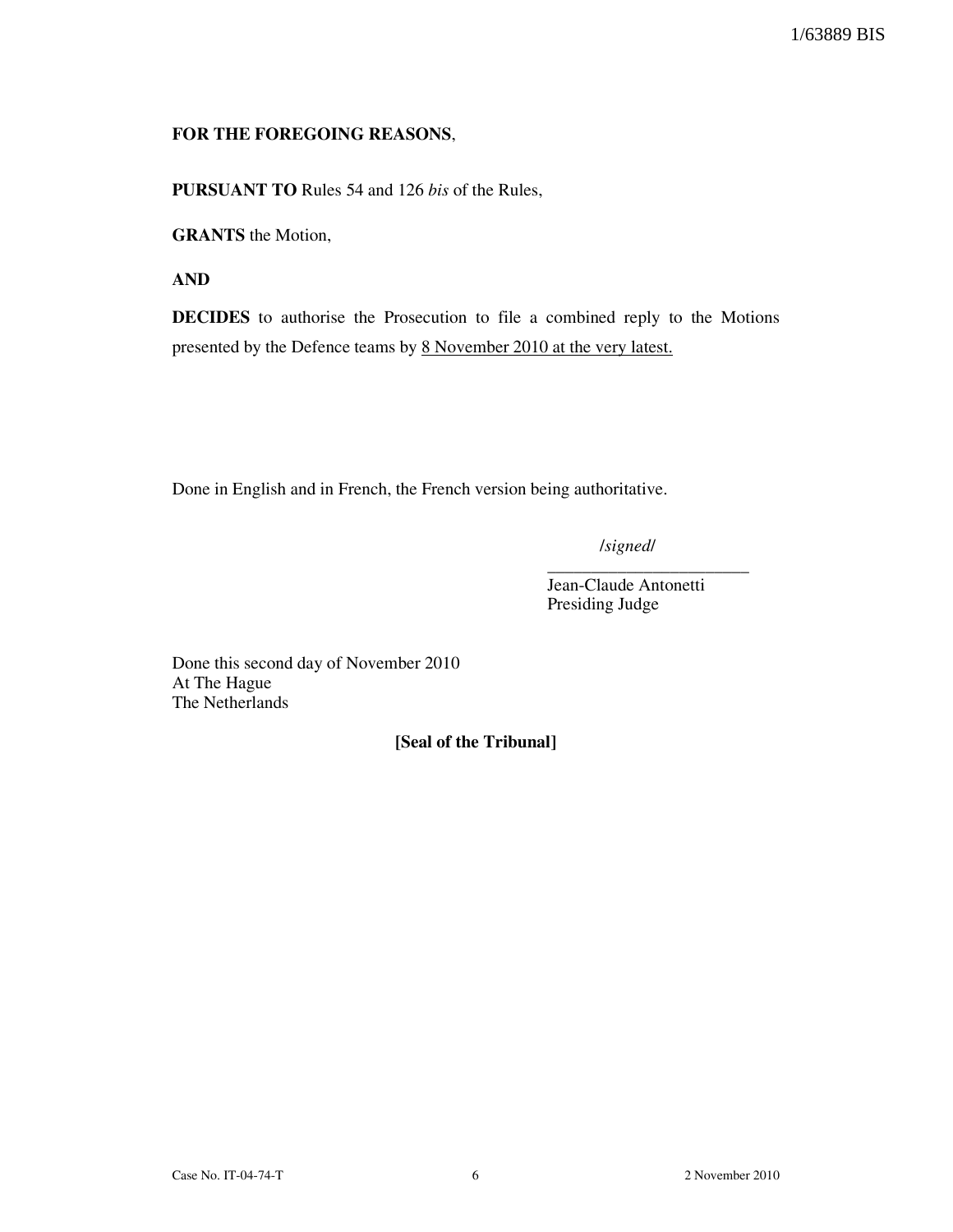**FOR THE FOREGOING REASONS**,

**PURSUANT TO** Rules 54 and 126 *bis* of the Rules,

**GRANTS** the Motion,

**AND**

**DECIDES** to authorise the Prosecution to file a combined reply to the Motions presented by the Defence teams by 8 November 2010 at the very latest.

Done in English and in French, the French version being authoritative.

/*signed*/

_______________________

Jean-Claude Antonetti
Presiding Judge

Done this second day of November 2010
At The Hague
The Netherlands

**[Seal of the Tribunal]**